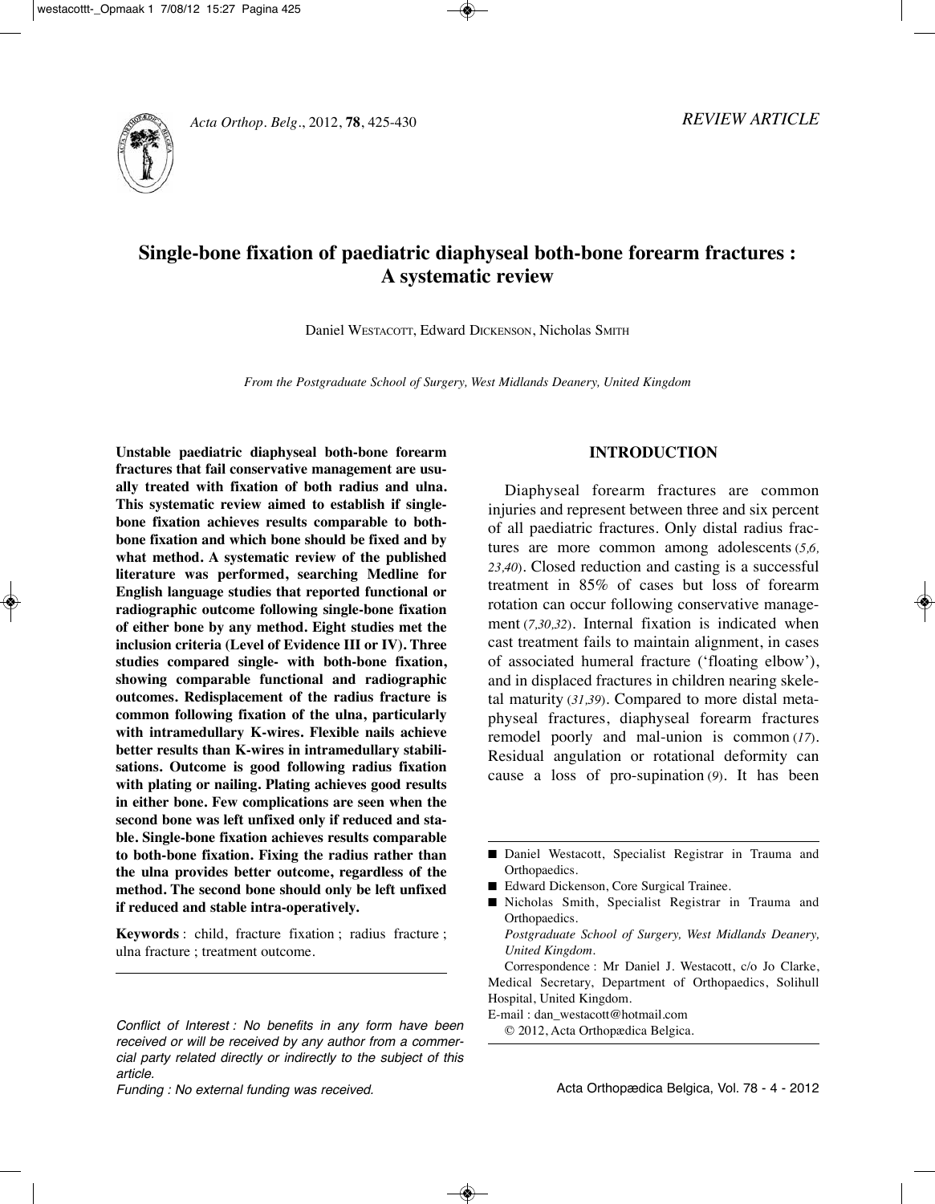*REVIEW ARTICLE*

# Single-bone fixation of paediatric diaphyseal both-bone forearm fractures : A systematic review

Daniel WESTACOTT, Edward DICKENSON, Nicholas SMITH

*From the Postgraduate School of Surgery, West Midlands Deanery, United Kingdom*

**Unstable paediatric diaphyseal both-bone forearm fractures that fail conservative management are usually treated with fixation of both radius and ulna. This systematic review aimed to establish if single-bone fixation achieves results comparable to both-bone fixation and which bone should be fixed and by what method. A systematic review of the published literature was performed, searching Medline for English language studies that reported functional or radiographic outcome following single-bone fixation of either bone by any method. Eight studies met the inclusion criteria (Level of Evidence III or IV). Three studies compared single- with both-bone fixation, showing comparable functional and radiographic outcomes. Redisplacement of the radius fracture is common following fixation of the ulna, particularly with intramedullary K-wires. Flexible nails achieve better results than K-wires in intramedullary stabilisations. Outcome is good following radius fixation with plating or nailing. Plating achieves good results in either bone. Few complications are seen when the second bone was left unfixed only if reduced and stable. Single-bone fixation achieves results comparable to both-bone fixation. Fixing the radius rather than the ulna provides better outcome, regardless of the method. The second bone should only be left unfixed if reduced and stable intra-operatively.**

**Keywords** : child, fracture fixation ; radius fracture ; ulna fracture ; treatment outcome.

*Conflict of Interest : No benefits in any form have been received or will be received by any author from a commercial party related directly or indirectly to the subject of this article.*

*Funding : No external funding was received.*

## INTRODUCTION

Diaphyseal forearm fractures are common injuries and represent between three and six percent of all paediatric fractures. Only distal radius fractures are more common among adolescents (*5,6, 23,40*). Closed reduction and casting is a successful treatment in 85% of cases but loss of forearm rotation can occur following conservative management (*7,30,32*). Internal fixation is indicated when cast treatment fails to maintain alignment, in cases of associated humeral fracture ('floating elbow'), and in displaced fractures in children nearing skeletal maturity (*31,39*). Compared to more distal metaphyseal fractures, diaphyseal forearm fractures remodel poorly and mal-union is common (*17*). Residual angulation or rotational deformity can cause a loss of pro-supination (*9*). It has been

■ Daniel Westacott, Specialist Registrar in Trauma and Orthopaedics.

■ Edward Dickenson, Core Surgical Trainee.

■ Nicholas Smith, Specialist Registrar in Trauma and Orthopaedics.

*Postgraduate School of Surgery, West Midlands Deanery, United Kingdom.*

Correspondence : Mr Daniel J. Westacott, c/o Jo Clarke, Medical Secretary, Department of Orthopaedics, Solihull Hospital, United Kingdom.

E-mail : dan_westacott@hotmail.com

© 2012, Acta Orthopædica Belgica.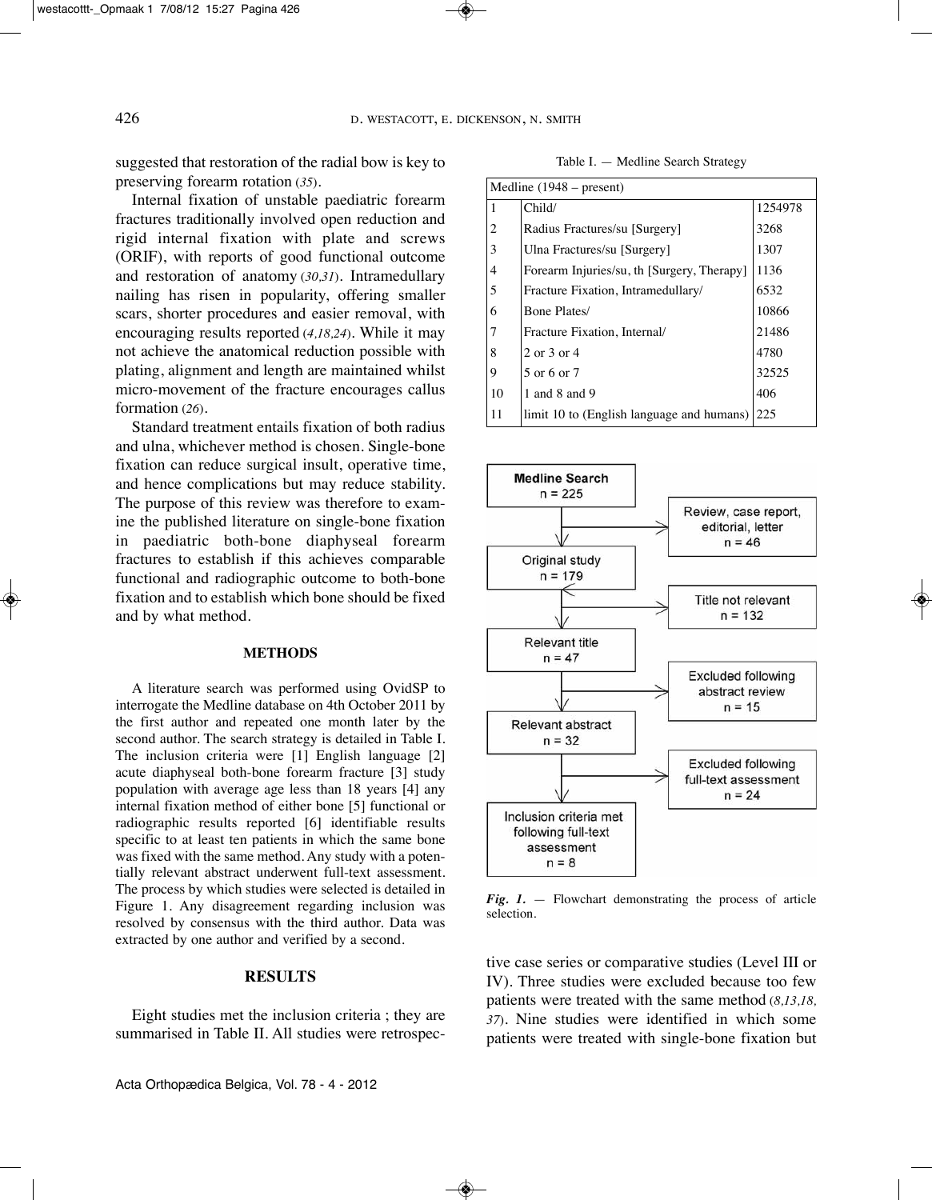suggested that restoration of the radial bow is key to preserving forearm rotation (35).

Internal fixation of unstable paediatric forearm fractures traditionally involved open reduction and rigid internal fixation with plate and screws (ORIF), with reports of good functional outcome and restoration of anatomy (30,31). Intramedullary nailing has risen in popularity, offering smaller scars, shorter procedures and easier removal, with encouraging results reported (4,18,24). While it may not achieve the anatomical reduction possible with plating, alignment and length are maintained whilst micro-movement of the fracture encourages callus formation (26).

Standard treatment entails fixation of both radius and ulna, whichever method is chosen. Single-bone fixation can reduce surgical insult, operative time, and hence complications but may reduce stability. The purpose of this review was therefore to examine the published literature on single-bone fixation in paediatric both-bone diaphyseal forearm fractures to establish if this achieves comparable functional and radiographic outcome to both-bone fixation and to establish which bone should be fixed and by what method.

## METHODS

A literature search was performed using OvidSP to interrogate the Medline database on 4th October 2011 by the first author and repeated one month later by the second author. The search strategy is detailed in Table I. The inclusion criteria were [1] English language [2] acute diaphyseal both-bone forearm fracture [3] study population with average age less than 18 years [4] any internal fixation method of either bone [5] functional or radiographic results reported [6] identifiable results specific to at least ten patients in which the same bone was fixed with the same method. Any study with a potentially relevant abstract underwent full-text assessment. The process by which studies were selected is detailed in Figure 1. Any disagreement regarding inclusion was resolved by consensus with the third author. Data was extracted by one author and verified by a second.

## RESULTS

Eight studies met the inclusion criteria ; they are summarised in Table II. All studies were retrospective case series or comparative studies (Level III or IV). Three studies were excluded because too few patients were treated with the same method (8,13,18, 37). Nine studies were identified in which some patients were treated with single-bone fixation but

Table I. — Medline Search Strategy

| Medline (1948 – present) | | |
|---|---|---|
| 1 | Child/ | 1254978 |
| 2 | Radius Fractures/su [Surgery] | 3268 |
| 3 | Ulna Fractures/su [Surgery] | 1307 |
| 4 | Forearm Injuries/su, th [Surgery, Therapy] | 1136 |
| 5 | Fracture Fixation, Intramedullary/ | 6532 |
| 6 | Bone Plates/ | 10866 |
| 7 | Fracture Fixation, Internal/ | 21486 |
| 8 | 2 or 3 or 4 | 4780 |
| 9 | 5 or 6 or 7 | 32525 |
| 10 | 1 and 8 and 9 | 406 |
| 11 | limit 10 to (English language and humans) | 225 |

Medline Search n = 225 → Review, case report, editorial, letter n = 46

Original study n = 179 → Title not relevant n = 132

Relevant title n = 47 → Excluded following abstract review n = 15

Relevant abstract n = 32 → Excluded following full-text assessment n = 24

Inclusion criteria met following full-text assessment n = 8

*Fig. 1.* — Flowchart demonstrating the process of article selection.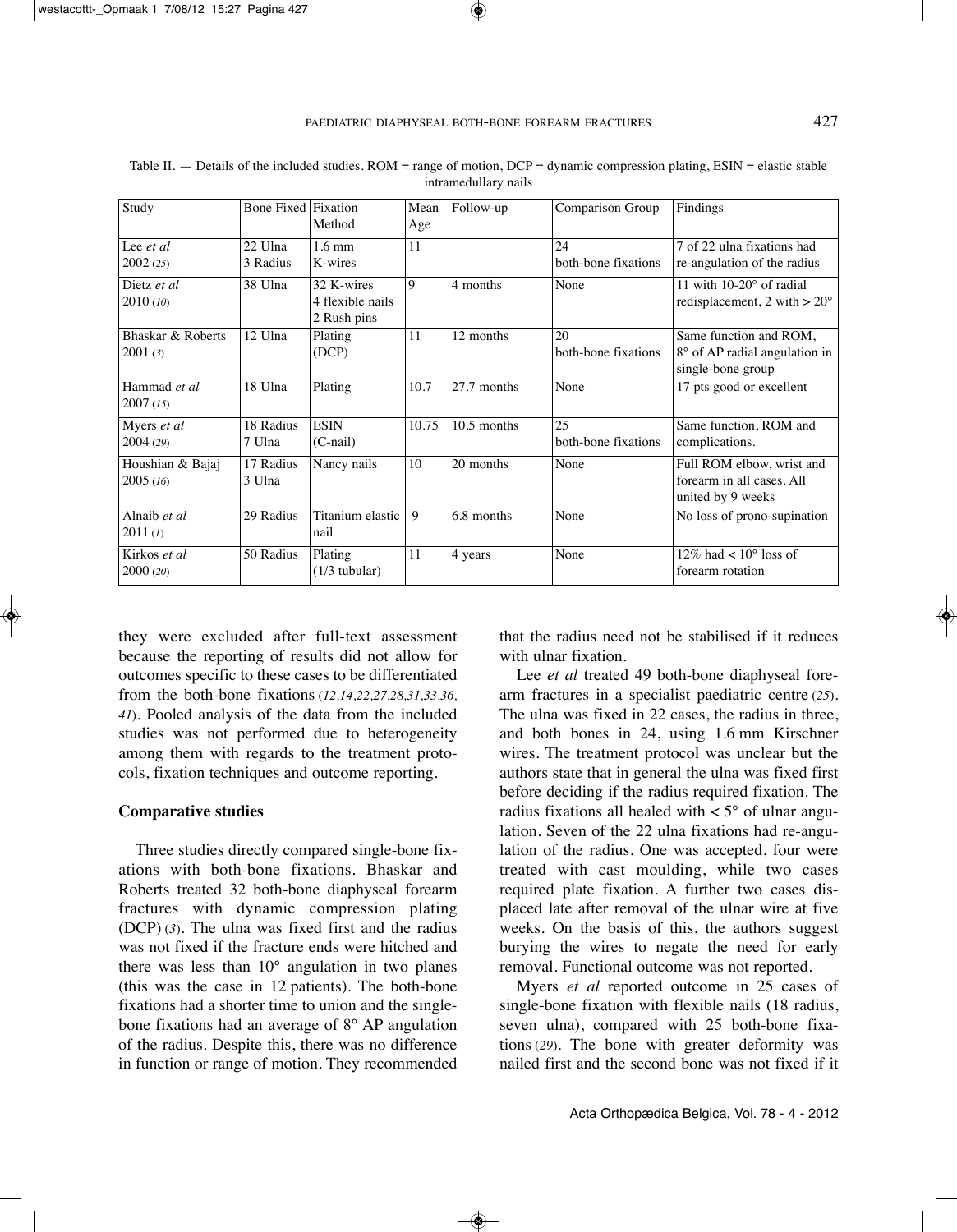Table II. — Details of the included studies. ROM = range of motion, DCP = dynamic compression plating, ESIN = elastic stable intramedullary nails

| Study | Bone Fixed | Fixation Method | Mean Age | Follow-up | Comparison Group | Findings |
|---|---|---|---|---|---|---|
| Lee *et al* 2002 (25) | 22 Ulna 3 Radius | 1.6 mm K-wires | 11 | | 24 both-bone fixations | 7 of 22 ulna fixations had re-angulation of the radius |
| Dietz *et al* 2010 (10) | 38 Ulna | 32 K-wires 4 flexible nails 2 Rush pins | 9 | 4 months | None | 11 with 10-20° of radial redisplacement, 2 with > 20° |
| Bhaskar & Roberts 2001 (3) | 12 Ulna | Plating (DCP) | 11 | 12 months | 20 both-bone fixations | Same function and ROM, 8° of AP radial angulation in single-bone group |
| Hammad *et al* 2007 (15) | 18 Ulna | Plating | 10.7 | 27.7 months | None | 17 pts good or excellent |
| Myers *et al* 2004 (29) | 18 Radius 7 Ulna | ESIN (C-nail) | 10.75 | 10.5 months | 25 both-bone fixations | Same function, ROM and complications. |
| Houshian & Bajaj 2005 (16) | 17 Radius 3 Ulna | Nancy nails | 10 | 20 months | None | Full ROM elbow, wrist and forearm in all cases. All united by 9 weeks |
| Alnaib *et al* 2011 (1) | 29 Radius | Titanium elastic nail | 9 | 6.8 months | None | No loss of prono-supination |
| Kirkos *et al* 2000 (20) | 50 Radius | Plating (1/3 tubular) | 11 | 4 years | None | 12% had < 10° loss of forearm rotation |

they were excluded after full-text assessment because the reporting of results did not allow for outcomes specific to these cases to be differentiated from the both-bone fixations (*12,14,22,27,28,31,33,36, 41*). Pooled analysis of the data from the included studies was not performed due to heterogeneity among them with regards to the treatment protocols, fixation techniques and outcome reporting.

**Comparative studies**

Three studies directly compared single-bone fixations with both-bone fixations. Bhaskar and Roberts treated 32 both-bone diaphyseal forearm fractures with dynamic compression plating (DCP) (*3*). The ulna was fixed first and the radius was not fixed if the fracture ends were hitched and there was less than 10° angulation in two planes (this was the case in 12 patients). The both-bone fixations had a shorter time to union and the single-bone fixations had an average of 8° AP angulation of the radius. Despite this, there was no difference in function or range of motion. They recommended that the radius need not be stabilised if it reduces with ulnar fixation.

Lee *et al* treated 49 both-bone diaphyseal forearm fractures in a specialist paediatric centre (*25*). The ulna was fixed in 22 cases, the radius in three, and both bones in 24, using 1.6 mm Kirschner wires. The treatment protocol was unclear but the authors state that in general the ulna was fixed first before deciding if the radius required fixation. The radius fixations all healed with < 5° of ulnar angulation. Seven of the 22 ulna fixations had re-angulation of the radius. One was accepted, four were treated with cast moulding, while two cases required plate fixation. A further two cases displaced late after removal of the ulnar wire at five weeks. On the basis of this, the authors suggest burying the wires to negate the need for early removal. Functional outcome was not reported.

Myers *et al* reported outcome in 25 cases of single-bone fixation with flexible nails (18 radius, seven ulna), compared with 25 both-bone fixations (*29*). The bone with greater deformity was nailed first and the second bone was not fixed if it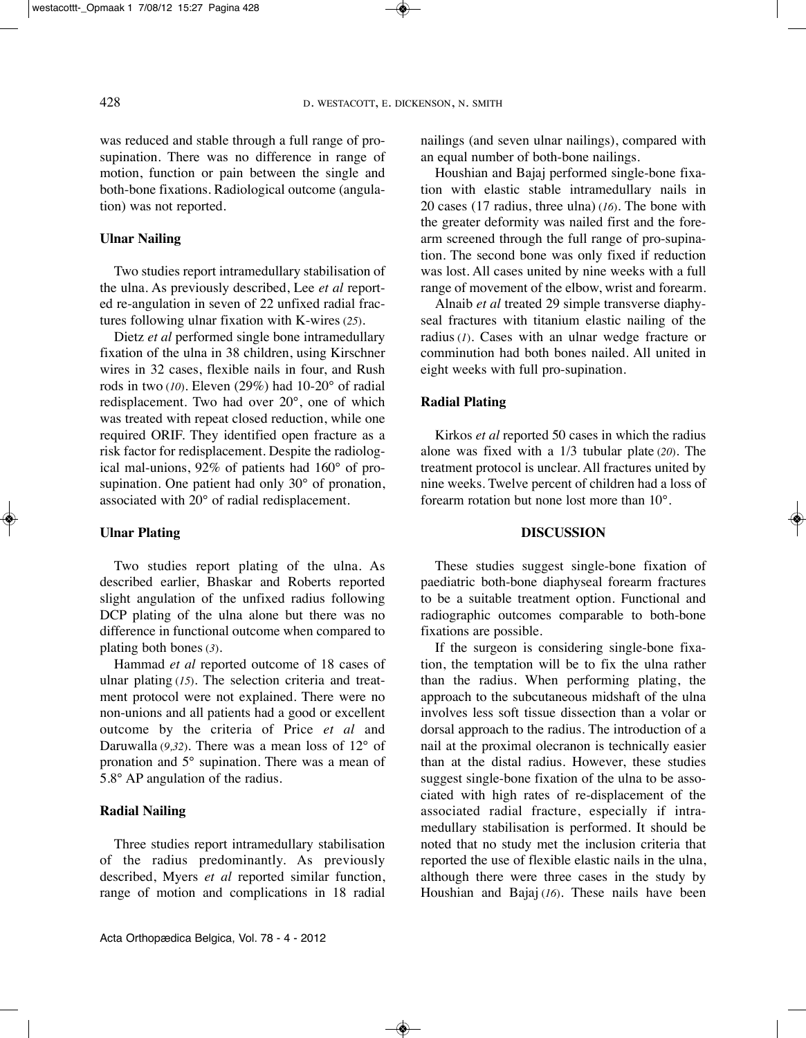was reduced and stable through a full range of prosupination. There was no difference in range of motion, function or pain between the single and both-bone fixations. Radiological outcome (angulation) was not reported.

### Ulnar Nailing

Two studies report intramedullary stabilisation of the ulna. As previously described, Lee *et al* reported re-angulation in seven of 22 unfixed radial fractures following ulnar fixation with K-wires (*25*).

Dietz *et al* performed single bone intramedullary fixation of the ulna in 38 children, using Kirschner wires in 32 cases, flexible nails in four, and Rush rods in two (*10*). Eleven (29%) had 10-20° of radial redisplacement. Two had over 20°, one of which was treated with repeat closed reduction, while one required ORIF. They identified open fracture as a risk factor for redisplacement. Despite the radiological mal-unions, 92% of patients had 160° of prosupination. One patient had only 30° of pronation, associated with 20° of radial redisplacement.

### Ulnar Plating

Two studies report plating of the ulna. As described earlier, Bhaskar and Roberts reported slight angulation of the unfixed radius following DCP plating of the ulna alone but there was no difference in functional outcome when compared to plating both bones (*3*).

Hammad *et al* reported outcome of 18 cases of ulnar plating (*15*). The selection criteria and treatment protocol were not explained. There were no non-unions and all patients had a good or excellent outcome by the criteria of Price *et al* and Daruwalla (*9,32*). There was a mean loss of 12° of pronation and 5° supination. There was a mean of 5.8° AP angulation of the radius.

### Radial Nailing

Three studies report intramedullary stabilisation of the radius predominantly. As previously described, Myers *et al* reported similar function, range of motion and complications in 18 radial nailings (and seven ulnar nailings), compared with an equal number of both-bone nailings.

Houshian and Bajaj performed single-bone fixation with elastic stable intramedullary nails in 20 cases (17 radius, three ulna) (*16*). The bone with the greater deformity was nailed first and the forearm screened through the full range of pro-supination. The second bone was only fixed if reduction was lost. All cases united by nine weeks with a full range of movement of the elbow, wrist and forearm.

Alnaib *et al* treated 29 simple transverse diaphyseal fractures with titanium elastic nailing of the radius (*1*). Cases with an ulnar wedge fracture or comminution had both bones nailed. All united in eight weeks with full pro-supination.

### Radial Plating

Kirkos *et al* reported 50 cases in which the radius alone was fixed with a 1/3 tubular plate (*20*). The treatment protocol is unclear. All fractures united by nine weeks. Twelve percent of children had a loss of forearm rotation but none lost more than 10°.

## DISCUSSION

These studies suggest single-bone fixation of paediatric both-bone diaphyseal forearm fractures to be a suitable treatment option. Functional and radiographic outcomes comparable to both-bone fixations are possible.

If the surgeon is considering single-bone fixation, the temptation will be to fix the ulna rather than the radius. When performing plating, the approach to the subcutaneous midshaft of the ulna involves less soft tissue dissection than a volar or dorsal approach to the radius. The introduction of a nail at the proximal olecranon is technically easier than at the distal radius. However, these studies suggest single-bone fixation of the ulna to be associated with high rates of re-displacement of the associated radial fracture, especially if intramedullary stabilisation is performed. It should be noted that no study met the inclusion criteria that reported the use of flexible elastic nails in the ulna, although there were three cases in the study by Houshian and Bajaj (*16*). These nails have been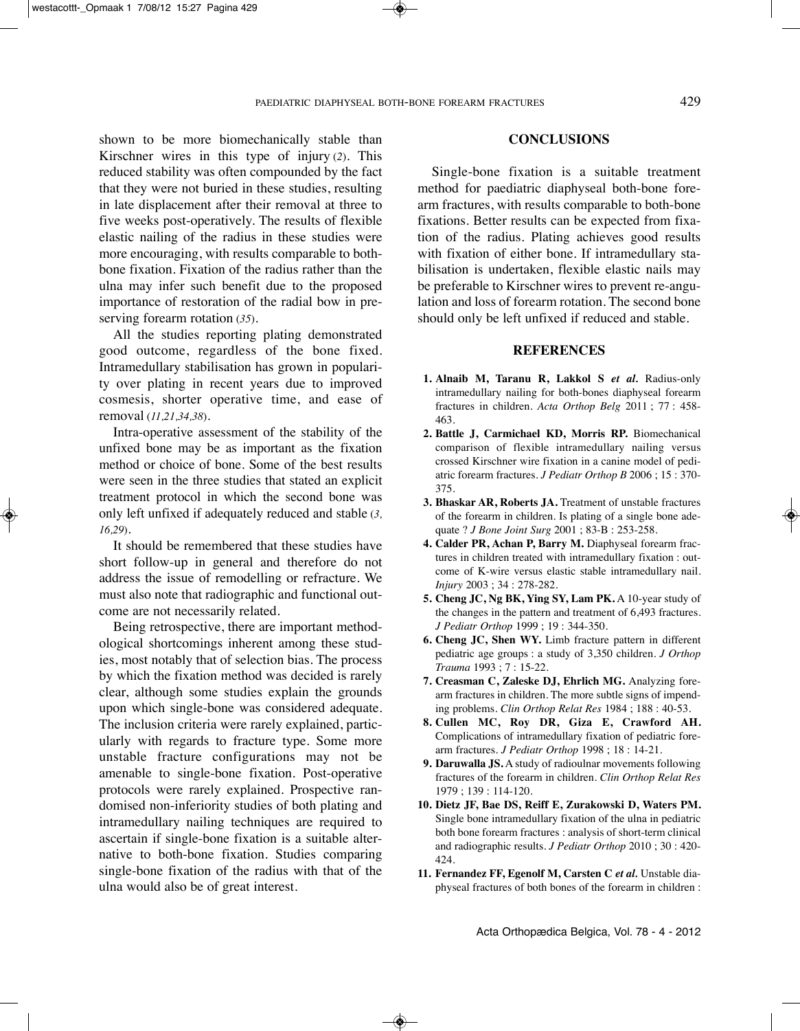shown to be more biomechanically stable than Kirschner wires in this type of injury (*2*). This reduced stability was often compounded by the fact that they were not buried in these studies, resulting in late displacement after their removal at three to five weeks post-operatively. The results of flexible elastic nailing of the radius in these studies were more encouraging, with results comparable to both-bone fixation. Fixation of the radius rather than the ulna may infer such benefit due to the proposed importance of restoration of the radial bow in preserving forearm rotation (*35*).

All the studies reporting plating demonstrated good outcome, regardless of the bone fixed. Intramedullary stabilisation has grown in popularity over plating in recent years due to improved cosmesis, shorter operative time, and ease of removal (*11,21,34,38*).

Intra-operative assessment of the stability of the unfixed bone may be as important as the fixation method or choice of bone. Some of the best results were seen in the three studies that stated an explicit treatment protocol in which the second bone was only left unfixed if adequately reduced and stable (*3, 16,29*).

It should be remembered that these studies have short follow-up in general and therefore do not address the issue of remodelling or refracture. We must also note that radiographic and functional outcome are not necessarily related.

Being retrospective, there are important methodological shortcomings inherent among these studies, most notably that of selection bias. The process by which the fixation method was decided is rarely clear, although some studies explain the grounds upon which single-bone was considered adequate. The inclusion criteria were rarely explained, particularly with regards to fracture type. Some more unstable fracture configurations may not be amenable to single-bone fixation. Post-operative protocols were rarely explained. Prospective randomised non-inferiority studies of both plating and intramedullary nailing techniques are required to ascertain if single-bone fixation is a suitable alternative to both-bone fixation. Studies comparing single-bone fixation of the radius with that of the ulna would also be of great interest.

## CONCLUSIONS

Single-bone fixation is a suitable treatment method for paediatric diaphyseal both-bone forearm fractures, with results comparable to both-bone fixations. Better results can be expected from fixation of the radius. Plating achieves good results with fixation of either bone. If intramedullary stabilisation is undertaken, flexible elastic nails may be preferable to Kirschner wires to prevent re-angulation and loss of forearm rotation. The second bone should only be left unfixed if reduced and stable.

## REFERENCES

1. **Alnaib M, Taranu R, Lakkol S *et al.*** Radius-only intramedullary nailing for both-bones diaphyseal forearm fractures in children. *Acta Orthop Belg* 2011 ; 77 : 458-463.
2. **Battle J, Carmichael KD, Morris RP.** Biomechanical comparison of flexible intramedullary nailing versus crossed Kirschner wire fixation in a canine model of pediatric forearm fractures. *J Pediatr Orthop B* 2006 ; 15 : 370-375.
3. **Bhaskar AR, Roberts JA.** Treatment of unstable fractures of the forearm in children. Is plating of a single bone adequate ? *J Bone Joint Surg* 2001 ; 83-B : 253-258.
4. **Calder PR, Achan P, Barry M.** Diaphyseal forearm fractures in children treated with intramedullary fixation : outcome of K-wire versus elastic stable intramedullary nail. *Injury* 2003 ; 34 : 278-282.
5. **Cheng JC, Ng BK, Ying SY, Lam PK.** A 10-year study of the changes in the pattern and treatment of 6,493 fractures. *J Pediatr Orthop* 1999 ; 19 : 344-350.
6. **Cheng JC, Shen WY.** Limb fracture pattern in different pediatric age groups : a study of 3,350 children. *J Orthop Trauma* 1993 ; 7 : 15-22.
7. **Creasman C, Zaleske DJ, Ehrlich MG.** Analyzing forearm fractures in children. The more subtle signs of impending problems. *Clin Orthop Relat Res* 1984 ; 188 : 40-53.
8. **Cullen MC, Roy DR, Giza E, Crawford AH.** Complications of intramedullary fixation of pediatric forearm fractures. *J Pediatr Orthop* 1998 ; 18 : 14-21.
9. **Daruwalla JS.** A study of radioulnar movements following fractures of the forearm in children. *Clin Orthop Relat Res* 1979 ; 139 : 114-120.
10. **Dietz JF, Bae DS, Reiff E, Zurakowski D, Waters PM.** Single bone intramedullary fixation of the ulna in pediatric both bone forearm fractures : analysis of short-term clinical and radiographic results. *J Pediatr Orthop* 2010 ; 30 : 420-424.
11. **Fernandez FF, Egenolf M, Carsten C *et al.*** Unstable diaphyseal fractures of both bones of the forearm in children :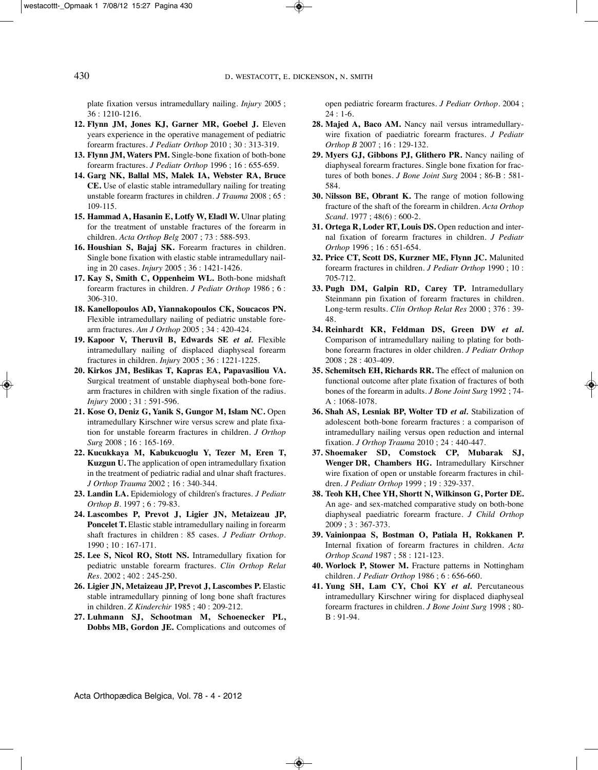plate fixation versus intramedullary nailing. *Injury* 2005 ; 36 : 1210-1216.

12. **Flynn JM, Jones KJ, Garner MR, Goebel J.** Eleven years experience in the operative management of pediatric forearm fractures. *J Pediatr Orthop* 2010 ; 30 : 313-319.
13. **Flynn JM, Waters PM.** Single-bone fixation of both-bone forearm fractures. *J Pediatr Orthop* 1996 ; 16 : 655-659.
14. **Garg NK, Ballal MS, Malek IA, Webster RA, Bruce CE.** Use of elastic stable intramedullary nailing for treating unstable forearm fractures in children. *J Trauma* 2008 ; 65 : 109-115.
15. **Hammad A, Hasanin E, Lotfy W, Eladl W.** Ulnar plating for the treatment of unstable fractures of the forearm in children. *Acta Orthop Belg* 2007 ; 73 : 588-593.
16. **Houshian S, Bajaj SK.** Forearm fractures in children. Single bone fixation with elastic stable intramedullary nailing in 20 cases. *Injury* 2005 ; 36 : 1421-1426.
17. **Kay S, Smith C, Oppenheim WL.** Both-bone midshaft forearm fractures in children. *J Pediatr Orthop* 1986 ; 6 : 306-310.
18. **Kanellopoulos AD, Yiannakopoulos CK, Soucacos PN.** Flexible intramedullary nailing of pediatric unstable forearm fractures. *Am J Orthop* 2005 ; 34 : 420-424.
19. **Kapoor V, Theruvil B, Edwards SE *et al.*** Flexible intramedullary nailing of displaced diaphyseal forearm fractures in children. *Injury* 2005 ; 36 : 1221-1225.
20. **Kirkos JM, Beslikas T, Kapras EA, Papavasiliou VA.** Surgical treatment of unstable diaphyseal both-bone forearm fractures in children with single fixation of the radius. *Injury* 2000 ; 31 : 591-596.
21. **Kose O, Deniz G, Yanik S, Gungor M, Islam NC.** Open intramedullary Kirschner wire versus screw and plate fixation for unstable forearm fractures in children. *J Orthop Surg* 2008 ; 16 : 165-169.
22. **Kucukkaya M, Kabukcuoglu Y, Tezer M, Eren T, Kuzgun U.** The application of open intramedullary fixation in the treatment of pediatric radial and ulnar shaft fractures. *J Orthop Trauma* 2002 ; 16 : 340-344.
23. **Landin LA.** Epidemiology of children's fractures. *J Pediatr Orthop B*. 1997 ; 6 : 79-83.
24. **Lascombes P, Prevot J, Ligier JN, Metaizeau JP, Poncelet T.** Elastic stable intramedullary nailing in forearm shaft fractures in children : 85 cases. *J Pediatr Orthop*. 1990 ; 10 : 167-171.
25. **Lee S, Nicol RO, Stott NS.** Intramedullary fixation for pediatric unstable forearm fractures. *Clin Orthop Relat Res*. 2002 ; 402 : 245-250.
26. **Ligier JN, Metaizeau JP, Prevot J, Lascombes P.** Elastic stable intramedullary pinning of long bone shaft fractures in children. *Z Kinderchir* 1985 ; 40 : 209-212.
27. **Luhmann SJ, Schootman M, Schoenecker PL, Dobbs MB, Gordon JE.** Complications and outcomes of open pediatric forearm fractures. *J Pediatr Orthop*. 2004 ; 24 : 1-6.
28. **Majed A, Baco AM.** Nancy nail versus intramedullary-wire fixation of paediatric forearm fractures. *J Pediatr Orthop B* 2007 ; 16 : 129-132.
29. **Myers GJ, Gibbons PJ, Glithero PR.** Nancy nailing of diaphyseal forearm fractures. Single bone fixation for fractures of both bones. *J Bone Joint Surg* 2004 ; 86-B : 581-584.
30. **Nilsson BE, Obrant K.** The range of motion following fracture of the shaft of the forearm in children. *Acta Orthop Scand*. 1977 ; 48(6) : 600-2.
31. **Ortega R, Loder RT, Louis DS.** Open reduction and internal fixation of forearm fractures in children. *J Pediatr Orthop* 1996 ; 16 : 651-654.
32. **Price CT, Scott DS, Kurzner ME, Flynn JC.** Malunited forearm fractures in children. *J Pediatr Orthop* 1990 ; 10 : 705-712.
33. **Pugh DM, Galpin RD, Carey TP.** Intramedullary Steinmann pin fixation of forearm fractures in children. Long-term results. *Clin Orthop Relat Res* 2000 ; 376 : 39-48.
34. **Reinhardt KR, Feldman DS, Green DW *et al.*** Comparison of intramedullary nailing to plating for both-bone forearm fractures in older children. *J Pediatr Orthop* 2008 ; 28 : 403-409.
35. **Schemitsch EH, Richards RR.** The effect of malunion on functional outcome after plate fixation of fractures of both bones of the forearm in adults. *J Bone Joint Surg* 1992 ; 74-A : 1068-1078.
36. **Shah AS, Lesniak BP, Wolter TD *et al.*** Stabilization of adolescent both-bone forearm fractures : a comparison of intramedullary nailing versus open reduction and internal fixation. *J Orthop Trauma* 2010 ; 24 : 440-447.
37. **Shoemaker SD, Comstock CP, Mubarak SJ, Wenger DR, Chambers HG.** Intramedullary Kirschner wire fixation of open or unstable forearm fractures in children. *J Pediatr Orthop* 1999 ; 19 : 329-337.
38. **Teoh KH, Chee YH, Shortt N, Wilkinson G, Porter DE.** An age- and sex-matched comparative study on both-bone diaphyseal paediatric forearm fracture. *J Child Orthop* 2009 ; 3 : 367-373.
39. **Vainionpaa S, Bostman O, Patiala H, Rokkanen P.** Internal fixation of forearm fractures in children. *Acta Orthop Scand* 1987 ; 58 : 121-123.
40. **Worlock P, Stower M.** Fracture patterns in Nottingham children. *J Pediatr Orthop* 1986 ; 6 : 656-660.
41. **Yung SH, Lam CY, Choi KY *et al.*** Percutaneous intramedullary Kirschner wiring for displaced diaphyseal forearm fractures in children. *J Bone Joint Surg* 1998 ; 80-B : 91-94.